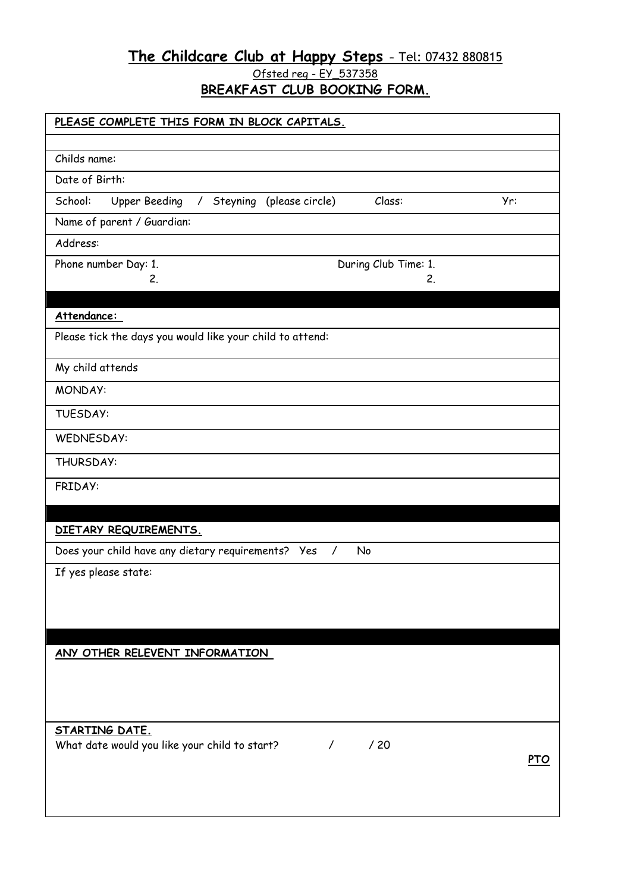# The Childcare Club at Happy Steps - Tel: 07432 880815

Ofsted reg - EY_537358

## BREAKFAST CLUB BOOKING FORM.

**PLEASE COMPLETE THIS FORM IN BLOCK CAPITALS.**

Childs name:

Date of Birth:

School: Upper Beeding / Steyning (please circle) Class: Yr:

Name of parent / Guardian:

Address:

Phone number Day: 1. During Club Time: 1.
2. 2.

**Attendance:**

Please tick the days you would like your child to attend:

My child attends

MONDAY:

TUESDAY:

WEDNESDAY:

THURSDAY:

FRIDAY:

**DIETARY REQUIREMENTS.**

Does your child have any dietary requirements? Yes / No

If yes please state:

**ANY OTHER RELEVENT INFORMATION**

**STARTING DATE.**

What date would you like your child to start? / / 20

**PTO**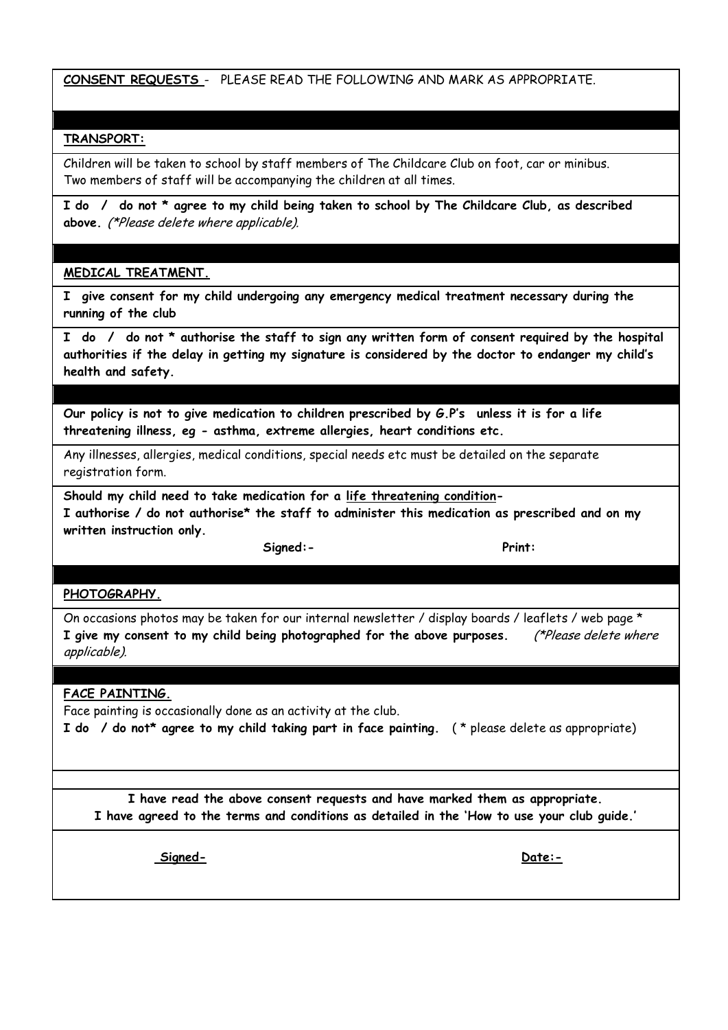**CONSENT REQUESTS** - PLEASE READ THE FOLLOWING AND MARK AS APPROPRIATE.

**TRANSPORT:**

Children will be taken to school by staff members of The Childcare Club on foot, car or minibus.
Two members of staff will be accompanying the children at all times.

**I do / do not * agree to my child being taken to school by The Childcare Club, as described above.** *(*Please delete where applicable).*

**MEDICAL TREATMENT.**

**I give consent for my child undergoing any emergency medical treatment necessary during the running of the club**

**I do / do not * authorise the staff to sign any written form of consent required by the hospital authorities if the delay in getting my signature is considered by the doctor to endanger my child's health and safety.**

**Our policy is not to give medication to children prescribed by G.P's unless it is for a life threatening illness, eg - asthma, extreme allergies, heart conditions etc.**

Any illnesses, allergies, medical conditions, special needs etc must be detailed on the separate registration form.

**Should my child need to take medication for a life threatening condition-**
**I authorise / do not authorise* the staff to administer this medication as prescribed and on my written instruction only.**

**Signed:-** **Print:**

**PHOTOGRAPHY.**

On occasions photos may be taken for our internal newsletter / display boards / leaflets / web page *
**I give my consent to my child being photographed for the above purposes.** *(*Please delete where applicable).*

**FACE PAINTING.**

Face painting is occasionally done as an activity at the club.
**I do / do not* agree to my child taking part in face painting.** ( * please delete as appropriate)

**I have read the above consent requests and have marked them as appropriate.**
**I have agreed to the terms and conditions as detailed in the 'How to use your club guide.'**

**Signed-** **Date:-**